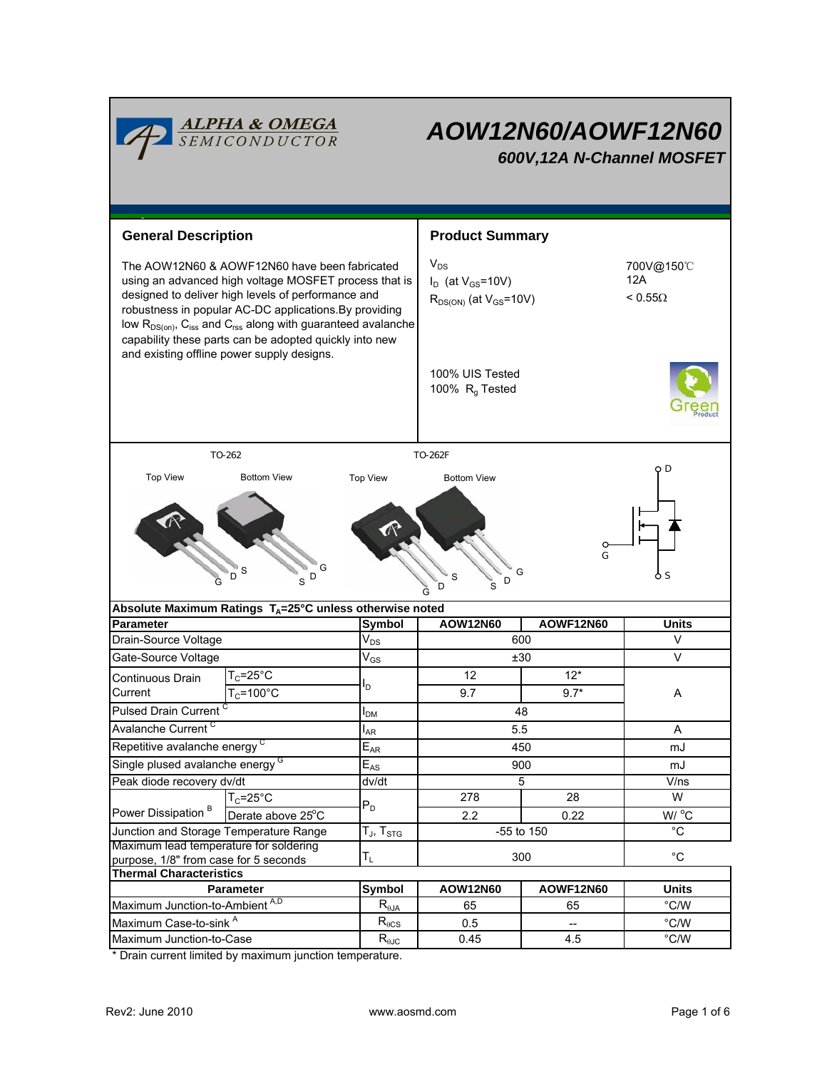# AOW12N60/AOWF12N60

## 600V,12A N-Channel MOSFET

## General Description

The AOW12N60 & AOWF12N60 have been fabricated using an advanced high voltage MOSFET process that is designed to deliver high levels of performance and robustness in popular AC-DC applications.By providing low $R_{DS(on)}$, $C_{iss}$ and $C_{rss}$ along with guaranteed avalanche capability these parts can be adopted quickly into new and existing offline power supply designs.

## Product Summary

| | |
|---|---|
| $V_{DS}$ | 700V@150℃ |
| $I_D$ (at $V_{GS}$=10V) | 12A |
| $R_{DS(ON)}$ (at $V_{GS}$=10V) | < 0.55Ω |

100% UIS Tested
100% $R_g$ Tested

TO-262 (Top View, Bottom View) — TO-262F (Top View, Bottom View)

G D S — D, G, S

## Absolute Maximum Ratings $T_A$=25°C unless otherwise noted

| Parameter | | Symbol | AOW12N60 | AOWF12N60 | Units |
|---|---|---|---|---|---|
| Drain-Source Voltage | | $V_{DS}$ | 600 | | V |
| Gate-Source Voltage | | $V_{GS}$ | ±30 | | V |
| Continuous Drain Current | $T_C$=25°C | $I_D$ | 12 | 12* | A |
| | $T_C$=100°C | | 9.7 | 9.7* | |
| Pulsed Drain Current [C] | | $I_{DM}$ | 48 | | |
| Avalanche Current [C] | | $I_{AR}$ | 5.5 | | A |
| Repetitive avalanche energy [C] | | $E_{AR}$ | 450 | | mJ |
| Single plused avalanche energy [G] | | $E_{AS}$ | 900 | | mJ |
| Peak diode recovery dv/dt | | dv/dt | 5 | | V/ns |
| Power Dissipation [B] | $T_C$=25°C | $P_D$ | 278 | 28 | W |
| | Derate above 25°C | | 2.2 | 0.22 | W/ °C |
| Junction and Storage Temperature Range | | $T_J$, $T_{STG}$ | -55 to 150 | | °C |
| Maximum lead temperature for soldering purpose, 1/8" from case for 5 seconds | | $T_L$ | 300 | | °C |

## Thermal Characteristics

| Parameter | Symbol | AOW12N60 | AOWF12N60 | Units |
|---|---|---|---|---|
| Maximum Junction-to-Ambient [A,D] | $R_{\theta JA}$ | 65 | 65 | °C/W |
| Maximum Case-to-sink [A] | $R_{\theta CS}$ | 0.5 | -- | °C/W |
| Maximum Junction-to-Case | $R_{\theta JC}$ | 0.45 | 4.5 | °C/W |

* Drain current limited by maximum junction temperature.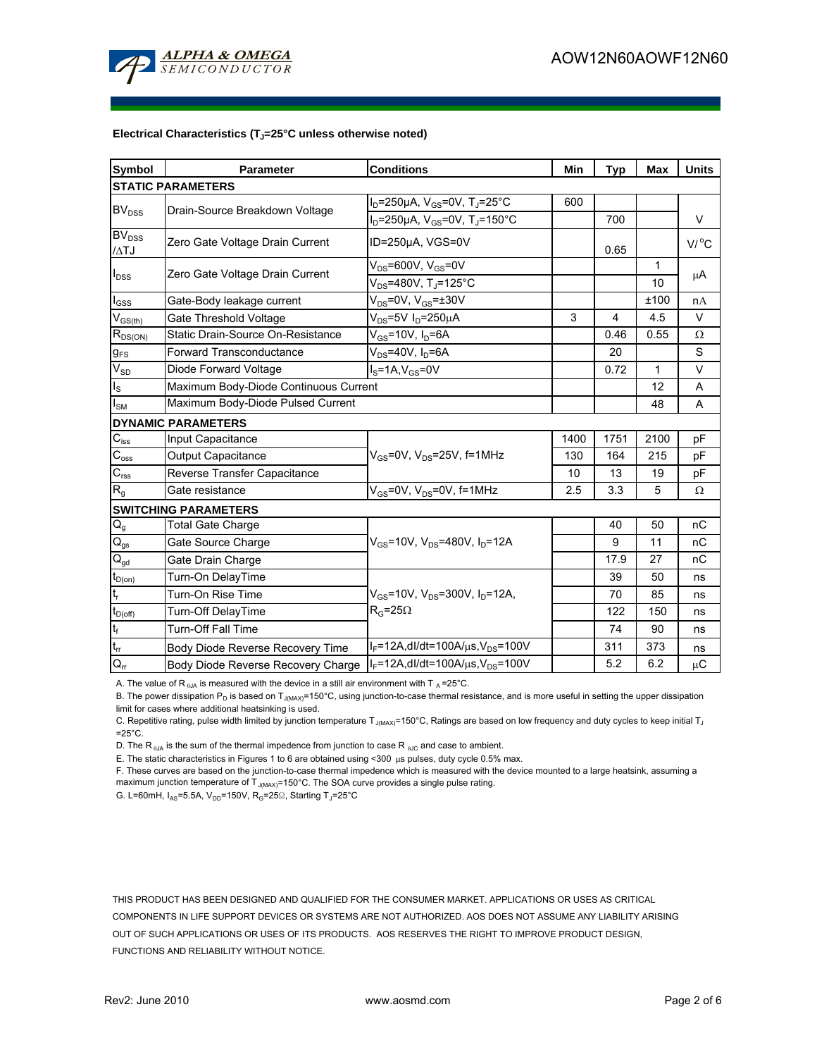**Electrical Characteristics ($T_J$=25°C unless noted otherwise)**

| Symbol | Parameter | Conditions | Min | Typ | Max | Units |
|---|---|---|---|---|---|---|
| **STATIC PARAMETERS** | | | | | | |
| $BV_{DSS}$ | Drain-Source Breakdown Voltage | $I_D$=250µA, $V_{GS}$=0V, $T_J$=25°C | 600 | | | V |
| | | $I_D$=250µA, $V_{GS}$=0V, $T_J$=150°C | | 700 | | |
| $BV_{DSS}$ /ΔTJ | Zero Gate Voltage Drain Current | ID=250µA, VGS=0V | | 0.65 | | V/°C |
| $I_{DSS}$ | Zero Gate Voltage Drain Current | $V_{DS}$=600V, $V_{GS}$=0V | | | 1 | µA |
| | | $V_{DS}$=480V, $T_J$=125°C | | | 10 | |
| $I_{GSS}$ | Gate-Body leakage current | $V_{DS}$=0V, $V_{GS}$=±30V | | | ±100 | nA |
| $V_{GS(th)}$ | Gate Threshold Voltage | $V_{DS}$=5V $I_D$=250µA | 3 | 4 | 4.5 | V |
| $R_{DS(ON)}$ | Static Drain-Source On-Resistance | $V_{GS}$=10V, $I_D$=6A | | 0.46 | 0.55 | Ω |
| $g_{FS}$ | Forward Transconductance | $V_{DS}$=40V, $I_D$=6A | | 20 | | S |
| $V_{SD}$ | Diode Forward Voltage | $I_S$=1A,$V_{GS}$=0V | | 0.72 | 1 | V |
| $I_S$ | Maximum Body-Diode Continuous Current | | | | 12 | A |
| $I_{SM}$ | Maximum Body-Diode Pulsed Current | | | | 48 | A |
| **DYNAMIC PARAMETERS** | | | | | | |
| $C_{iss}$ | Input Capacitance | $V_{GS}$=0V, $V_{DS}$=25V, f=1MHz | 1400 | 1751 | 2100 | pF |
| $C_{oss}$ | Output Capacitance | | 130 | 164 | 215 | pF |
| $C_{rss}$ | Reverse Transfer Capacitance | | 10 | 13 | 19 | pF |
| $R_g$ | Gate resistance | $V_{GS}$=0V, $V_{DS}$=0V, f=1MHz | 2.5 | 3.3 | 5 | Ω |
| **SWITCHING PARAMETERS** | | | | | | |
| $Q_g$ | Total Gate Charge | $V_{GS}$=10V, $V_{DS}$=480V, $I_D$=12A | | 40 | 50 | nC |
| $Q_{gs}$ | Gate Source Charge | | | 9 | 11 | nC |
| $Q_{gd}$ | Gate Drain Charge | | | 17.9 | 27 | nC |
| $t_{D(on)}$ | Turn-On DelayTime | $V_{GS}$=10V, $V_{DS}$=300V, $I_D$=12A, $R_G$=25Ω | | 39 | 50 | ns |
| $t_r$ | Turn-On Rise Time | | | 70 | 85 | ns |
| $t_{D(off)}$ | Turn-Off DelayTime | | | 122 | 150 | ns |
| $t_f$ | Turn-Off Fall Time | | | 74 | 90 | ns |
| $t_{rr}$ | Body Diode Reverse Recovery Time | $I_F$=12A,dI/dt=100A/µs,$V_{DS}$=100V | | 311 | 373 | ns |
| $Q_{rr}$ | Body Diode Reverse Recovery Charge | $I_F$=12A,dI/dt=100A/µs,$V_{DS}$=100V | | 5.2 | 6.2 | µC |

A. The value of $R_{\theta JA}$ is measured with the device in a still air environment with $T_A$=25°C.

B. The power dissipation $P_D$ is based on $T_{J(MAX)}$=150°C, using junction-to-case thermal resistance, and is more useful in setting the upper dissipation limit for cases where additional heatsinking is used.

C. Repetitive rating, pulse width limited by junction temperature $T_{J(MAX)}$=150°C, Ratings are based on low frequency and duty cycles to keep initial $T_J$ =25°C.

D. The $R_{\theta JA}$ is the sum of the thermal impedence from junction to case $R_{\theta JC}$ and case to ambient.

E. The static characteristics in Figures 1 to 6 are obtained using <300 µs pulses, duty cycle 0.5% max.

F. These curves are based on the junction-to-case thermal impedence which is measured with the device mounted to a large heatsink, assuming a maximum junction temperature of $T_{J(MAX)}$=150°C. The SOA curve provides a single pulse rating.

G. L=60mH, $I_{AS}$=5.5A, $V_{DD}$=150V, $R_G$=25Ω, Starting $T_J$=25°C

THIS PRODUCT HAS BEEN DESIGNED AND QUALIFIED FOR THE CONSUMER MARKET. APPLICATIONS OR USES AS CRITICAL COMPONENTS IN LIFE SUPPORT DEVICES OR SYSTEMS ARE NOT AUTHORIZED. AOS DOES NOT ASSUME ANY LIABILITY ARISING OUT OF SUCH APPLICATIONS OR USES OF ITS PRODUCTS. AOS RESERVES THE RIGHT TO IMPROVE PRODUCT DESIGN, FUNCTIONS AND RELIABILITY WITHOUT NOTICE.

Rev2: June 2010 www.aosmd.com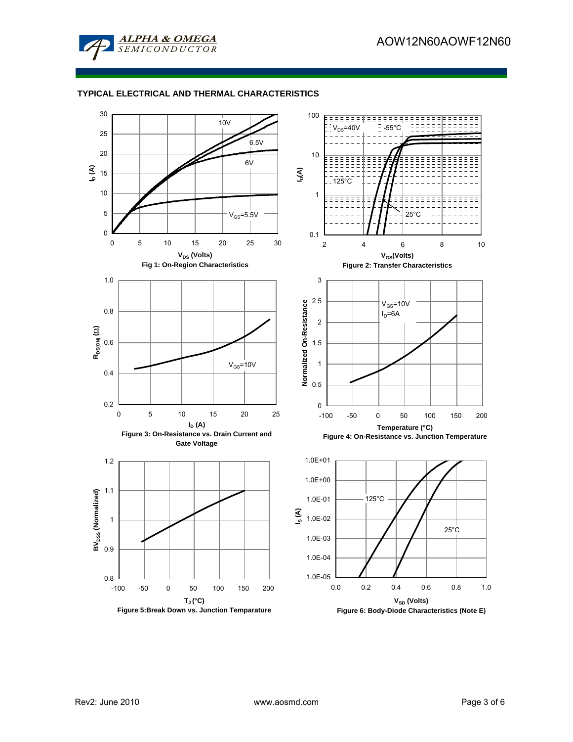## TYPICAL ELECTRICAL AND THERMAL CHARACTERISTICS

Fig 1: On-Region Characteristics

Figure 2: Transfer Characteristics

Figure 3: On-Resistance vs. Drain Current and Gate Voltage

Figure 4: On-Resistance vs. Junction Temperature

Figure 5:Break Down vs. Junction Temparature

Figure 6: Body-Diode Characteristics (Note E)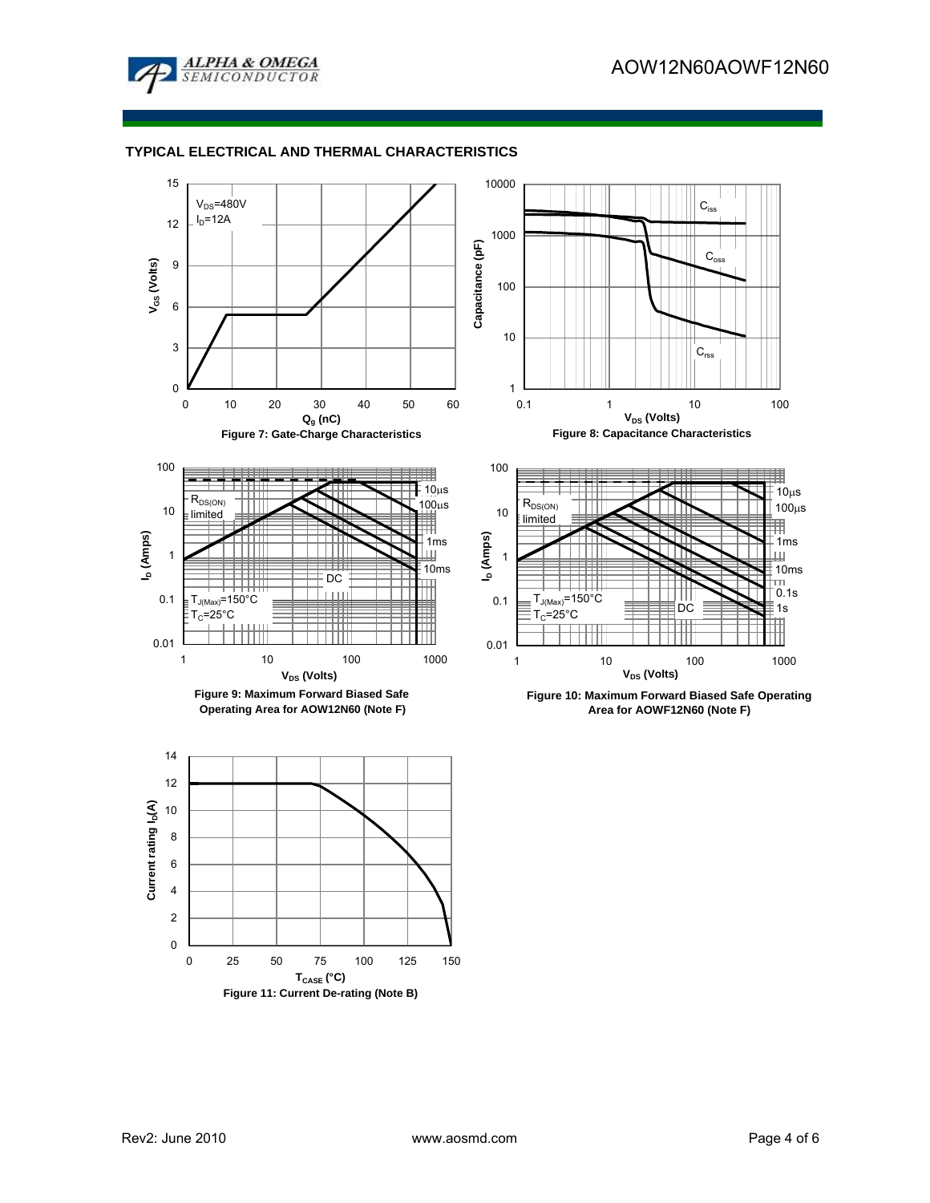## TYPICAL ELECTRICAL AND THERMAL CHARACTERISTICS

$V_{DS}$=480V
$I_D$=12A

**Figure 7: Gate-Charge Characteristics**

$C_{iss}$, $C_{oss}$, $C_{rss}$

**Figure 8: Capacitance Characteristics**

$R_{DS(ON)}$ limited
$T_{J(Max)}$=150°C
$T_C$=25°C

**Figure 9: Maximum Forward Biased Safe Operating Area for AOW12N60 (Note F)**

$R_{DS(ON)}$ limited
$T_{J(Max)}$=150°C
$T_C$=25°C

**Figure 10: Maximum Forward Biased Safe Operating Area for AOWF12N60 (Note F)**

**Figure 11: Current De-rating (Note B)**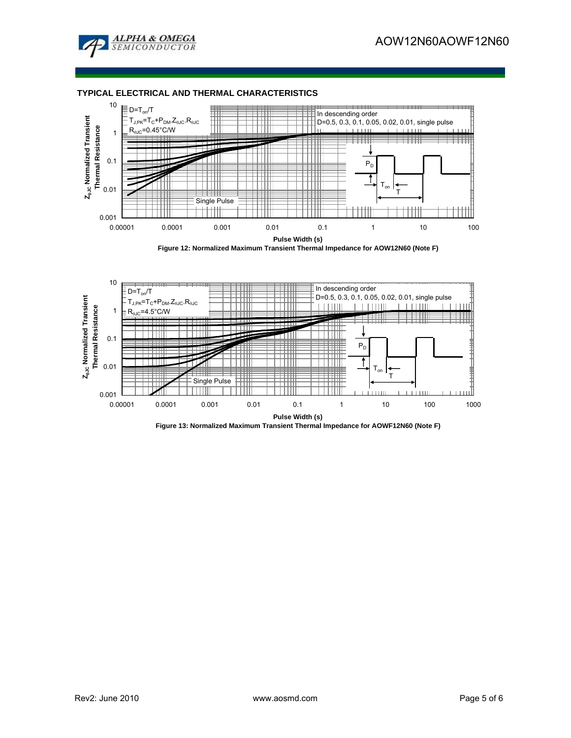## TYPICAL ELECTRICAL AND THERMAL CHARACTERISTICS

$D=T_{on}/T$

$T_{J,PK}=T_C+P_{DM}.Z_{\theta JC}.R_{\theta JC}$

$R_{\theta JC}$=0.45°C/W

In descending order
D=0.5, 0.3, 0.1, 0.05, 0.02, 0.01, single pulse

Single Pulse

$Z_{\theta JC}$ Normalized Transient Thermal Resistance

Pulse Width (s)

**Figure 12: Normalized Maximum Transient Thermal Impedance for AOW12N60 (Note F)**

$D=T_{on}/T$

$T_{J,PK}=T_C+P_{DM}.Z_{\theta JC}.R_{\theta JC}$

$R_{\theta JC}$=4.5°C/W

In descending order
D=0.5, 0.3, 0.1, 0.05, 0.02, 0.01, single pulse

Single Pulse

$Z_{\theta JC}$ Normalized Transient Thermal Resistance

Pulse Width (s)

**Figure 13: Normalized Maximum Transient Thermal Impedance for AOWF12N60 (Note F)**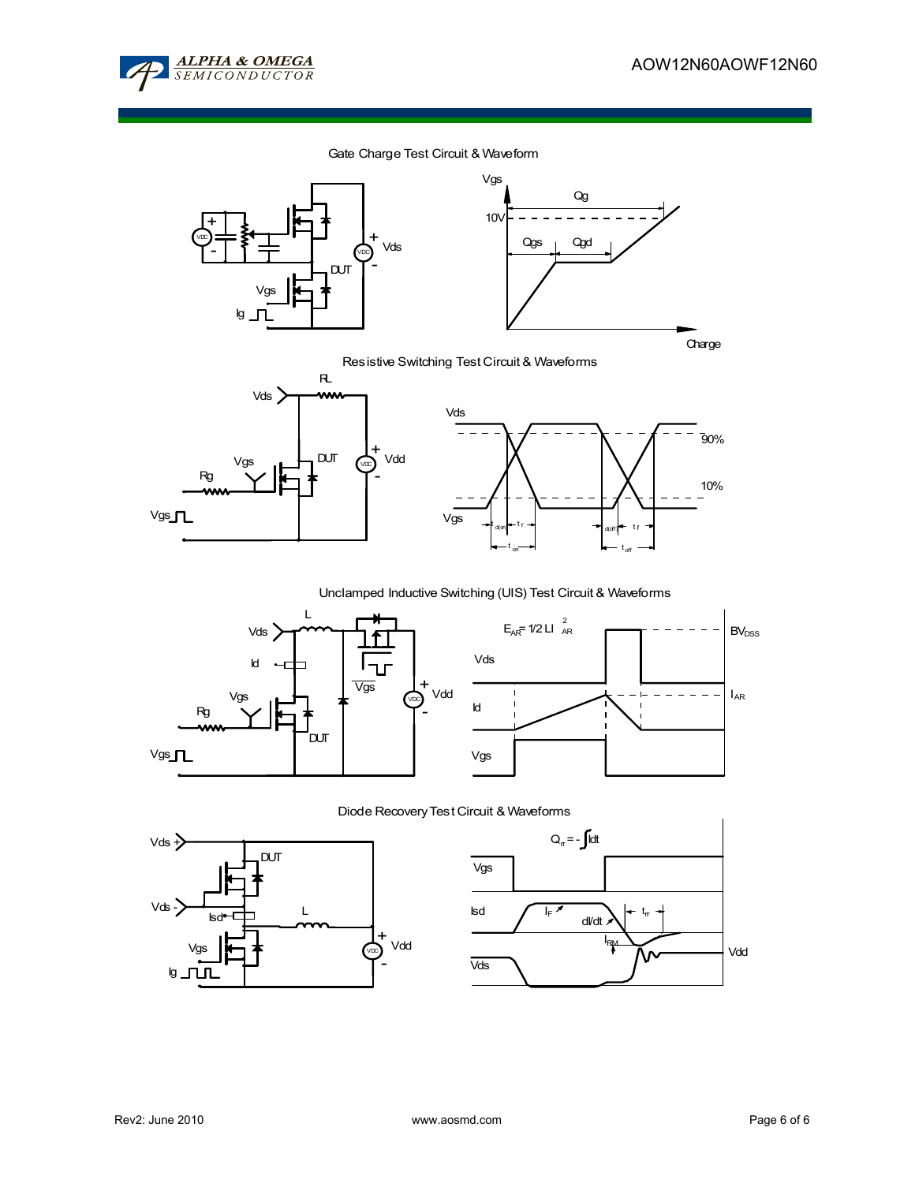## Gate Charge Test Circuit & Waveform

VDC
+
-
Vds
+
-
DUT
Vgs
Ig

Vgs
Qg
10V
Qgs
Qgd
Charge

## Resistive Switching Test Circuit & Waveforms

Vds
RL
DUT
Vgs
Rg
+
Vdd
-
Vgs

Vds
90%
10%
Vgs
$t_{d(on)}$
$t_r$
$t_{on}$
$t_{d(off)}$
$t_f$
$t_{off}$

## Unclamped Inductive Switching (UIS) Test Circuit & Waveforms

L
Vds
Id
Vgs
Rg
DUT
Vgs
+
Vdd
-
Vgs

$E_{AR} = 1/2 \, L I_{AR}^2$
$BV_{DSS}$
Vds
Id
$I_{AR}$
Vgs

## Diode Recovery Test Circuit & Waveforms

Vds +
DUT
Vds -
Isd
L
Vgs
Ig
+
Vdd
-

$Q_{rr} = -\int Idt$
Vgs
Isd
$I_F$
dI/dt
$t_{rr}$
$I_{RM}$
Vds
Vdd